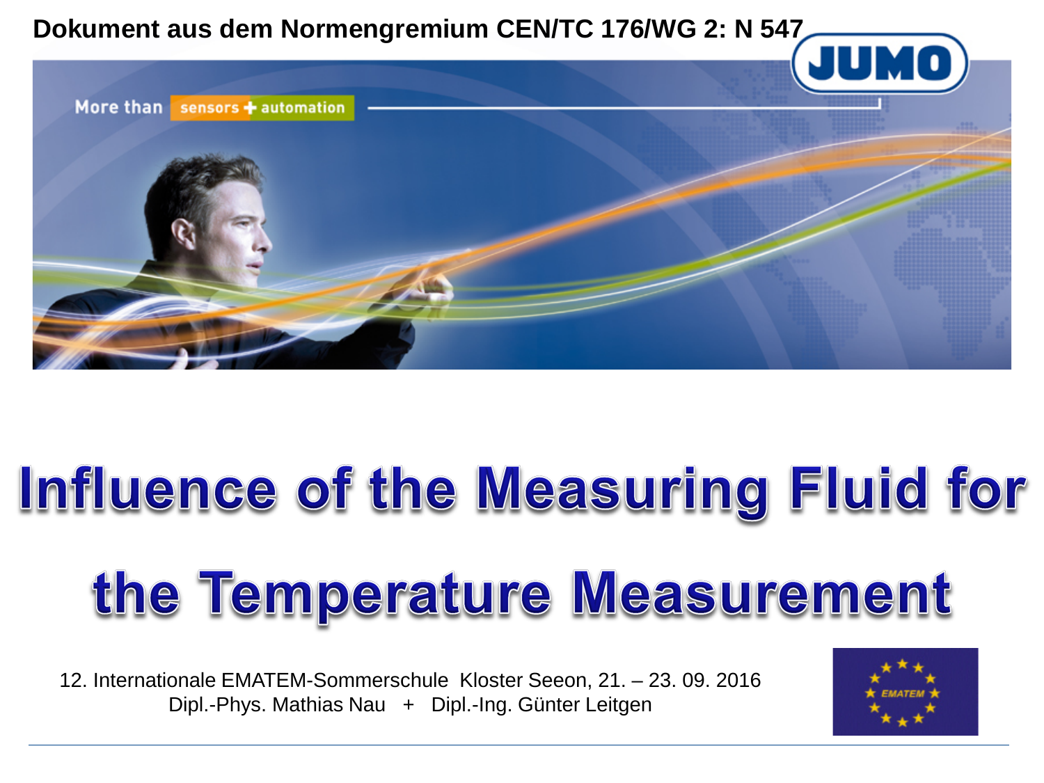**Dokument aus dem Normengremium CEN/TC 176/WG 2: N 547**

JUMO

More than sensors + automation

# Influence of the Measuring Fluid for the Temperature Measurement

12. Internationale EMATEM-Sommerschule Kloster Seeon, 21. – 23. 09. 2016
Dipl.-Phys. Mathias Nau + Dipl.-Ing. Günter Leitgen

EMATEM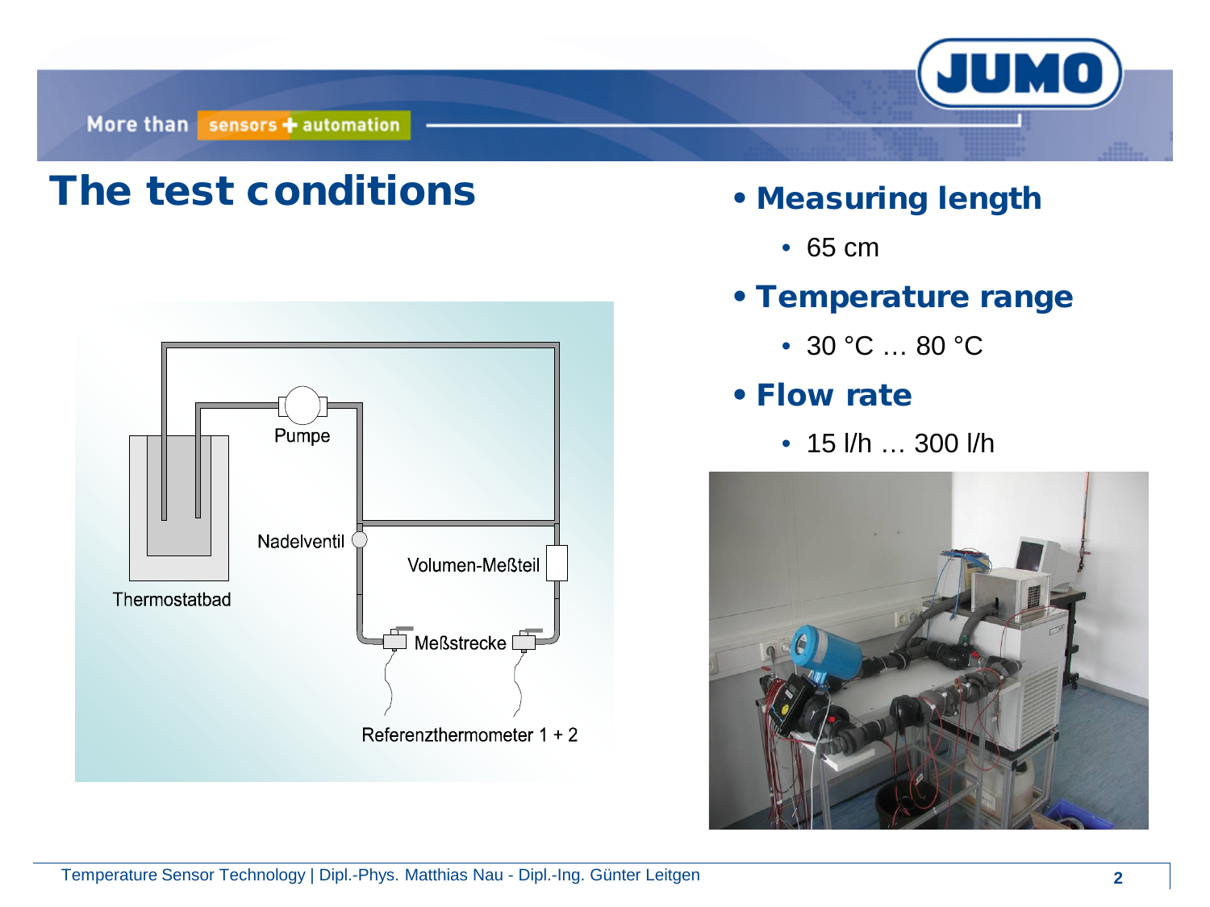# The test conditions

Thermostatbad

Pumpe

Nadelventil

Volumen-Meßteil

Meßstrecke

Referenzthermometer 1 + 2

- **Measuring length**
  - 65 cm
- **Temperature range**
  - 30 °C … 80 °C
- **Flow rate**
  - 15 l/h … 300 l/h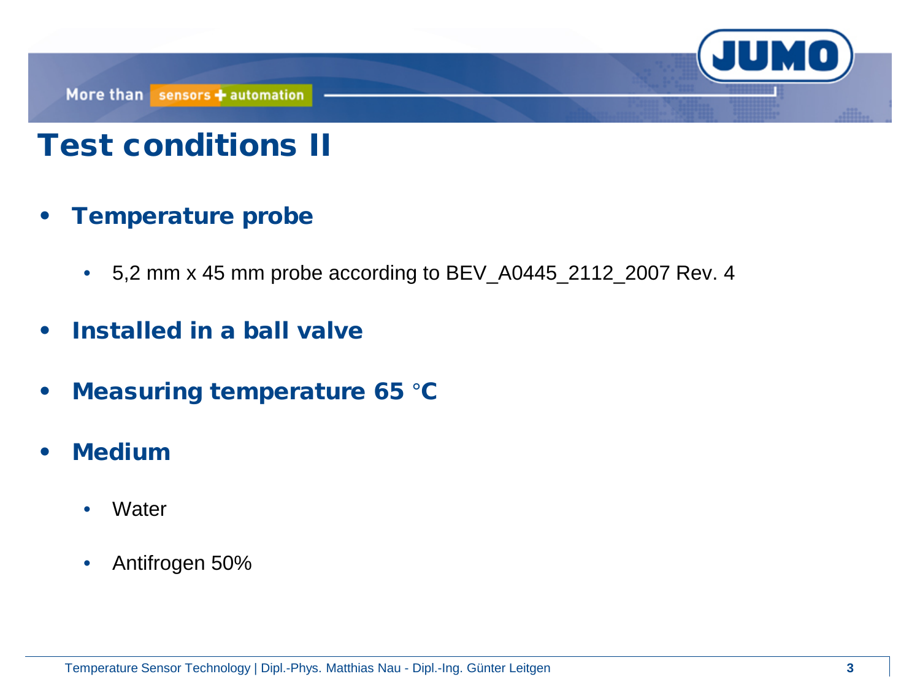# Test conditions II

- **Temperature probe**
  - 5,2 mm x 45 mm probe according to BEV_A0445_2112_2007 Rev. 4
- **Installed in a ball valve**
- **Measuring temperature 65 °C**
- **Medium**
  - Water
  - Antifrogen 50%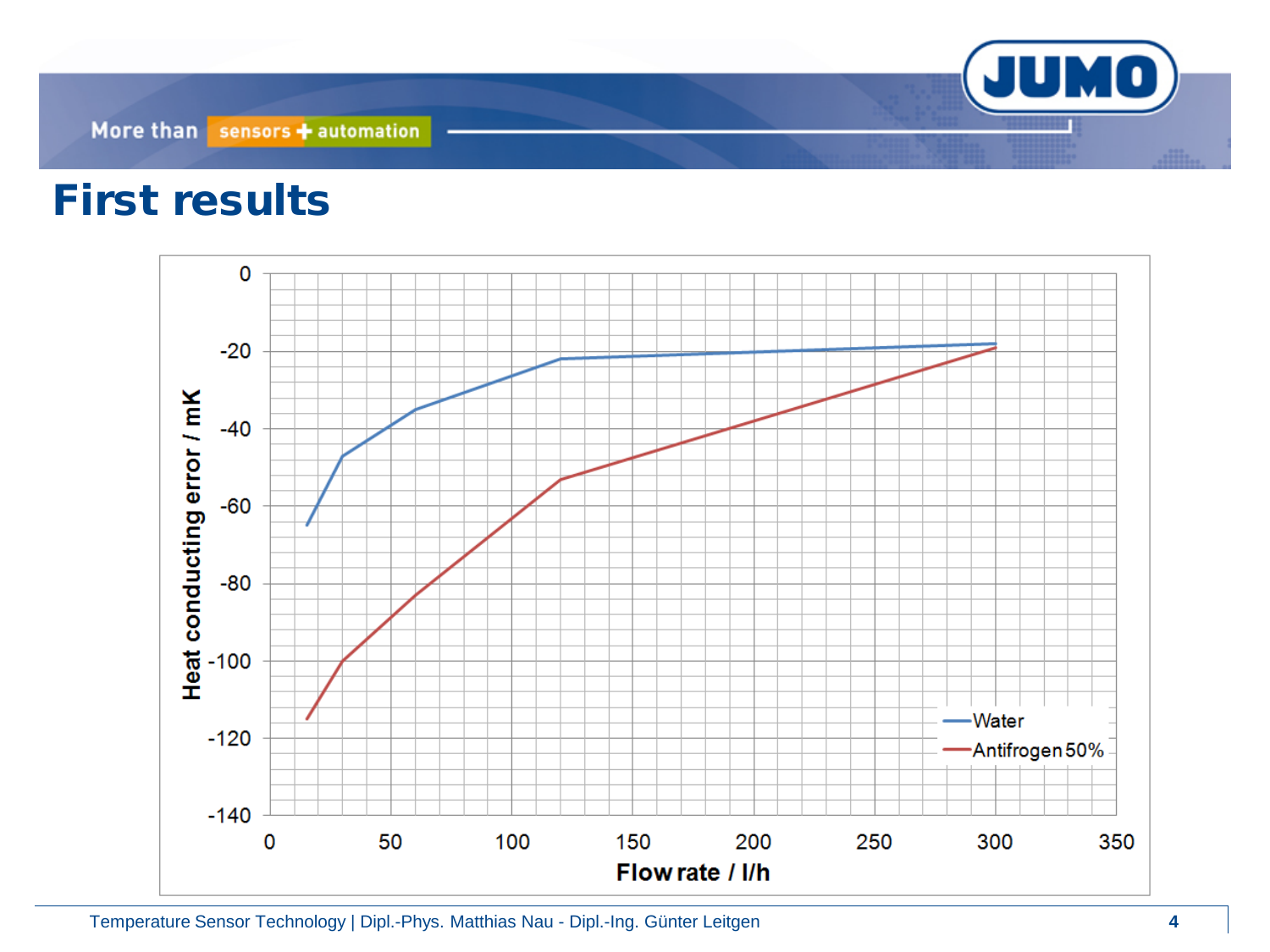# First results

| Flow rate / l/h | Water: Heat conducting error / mK | Antifrogen 50%: Heat conducting error / mK |
|---|---|---|
| 15 | -65 | -115 |
| 30 | -47 | -100 |
| 60 | -35 | -83 |
| 120 | -22 | -53 |
| 300 | -18 | -19 |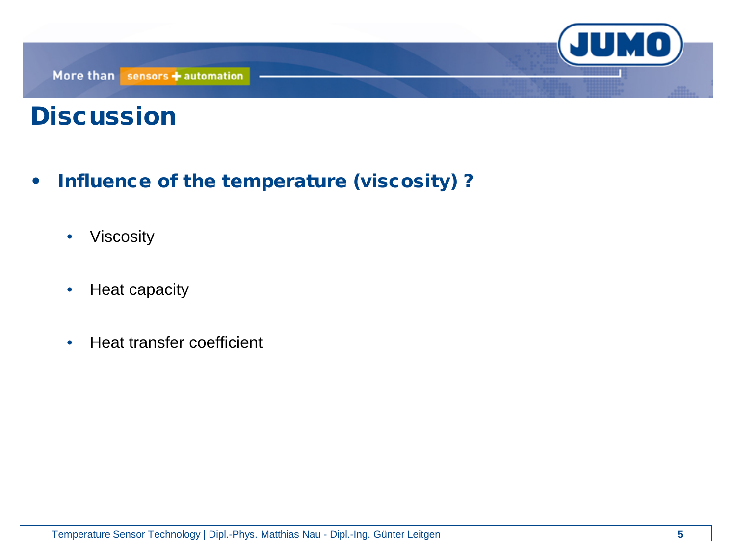# Discussion

- **Influence of the temperature (viscosity) ?**
  - Viscosity
  - Heat capacity
  - Heat transfer coefficient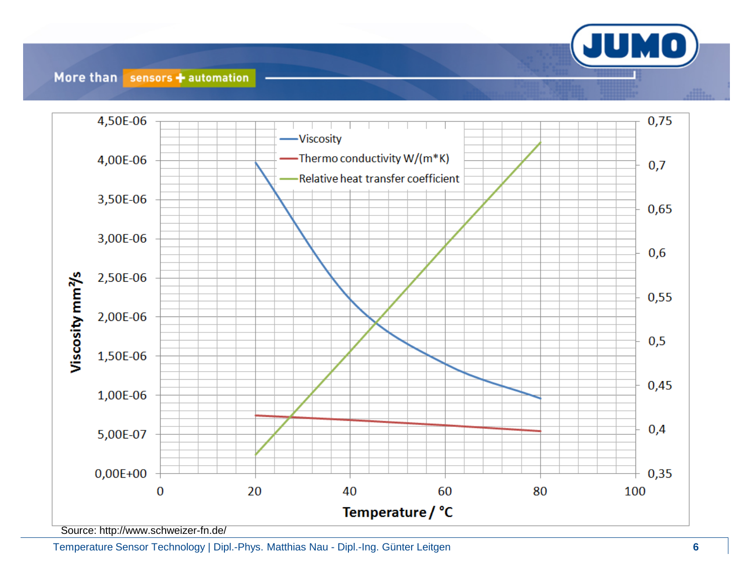Viscosity mm²/s

4,50E-06
4,00E-06
3,50E-06
3,00E-06
2,50E-06
2,00E-06
1,50E-06
1,00E-06
5,00E-07
0,00E+00

0,75
0,7
0,65
0,6
0,55
0,5
0,45
0,4
0,35

0 20 40 60 80 100

Temperature / °C

- Viscosity
- Thermo conductivity W/(m*K)
- Relative heat transfer coefficient

Source: http://www.schweizer-fn.de/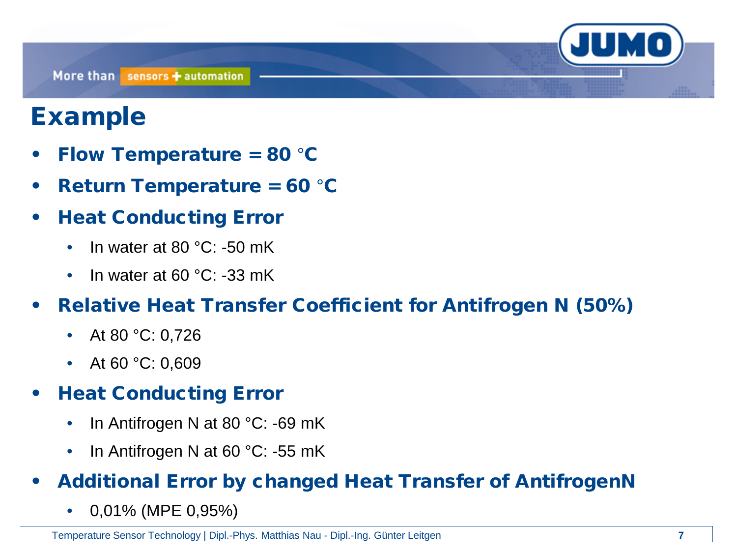# Example

- **Flow Temperature = 80 °C**
- **Return Temperature = 60 °C**
- **Heat Conducting Error**
  - In water at 80 °C: -50 mK
  - In water at 60 °C: -33 mK
- **Relative Heat Transfer Coefficient for Antifrogen N (50%)**
  - At 80 °C: 0,726
  - At 60 °C: 0,609
- **Heat Conducting Error**
  - In Antifrogen N at 80 °C: -69 mK
  - In Antifrogen N at 60 °C: -55 mK
- **Additional Error by changed Heat Transfer of AntifrogenN**
  - 0,01% (MPE 0,95%)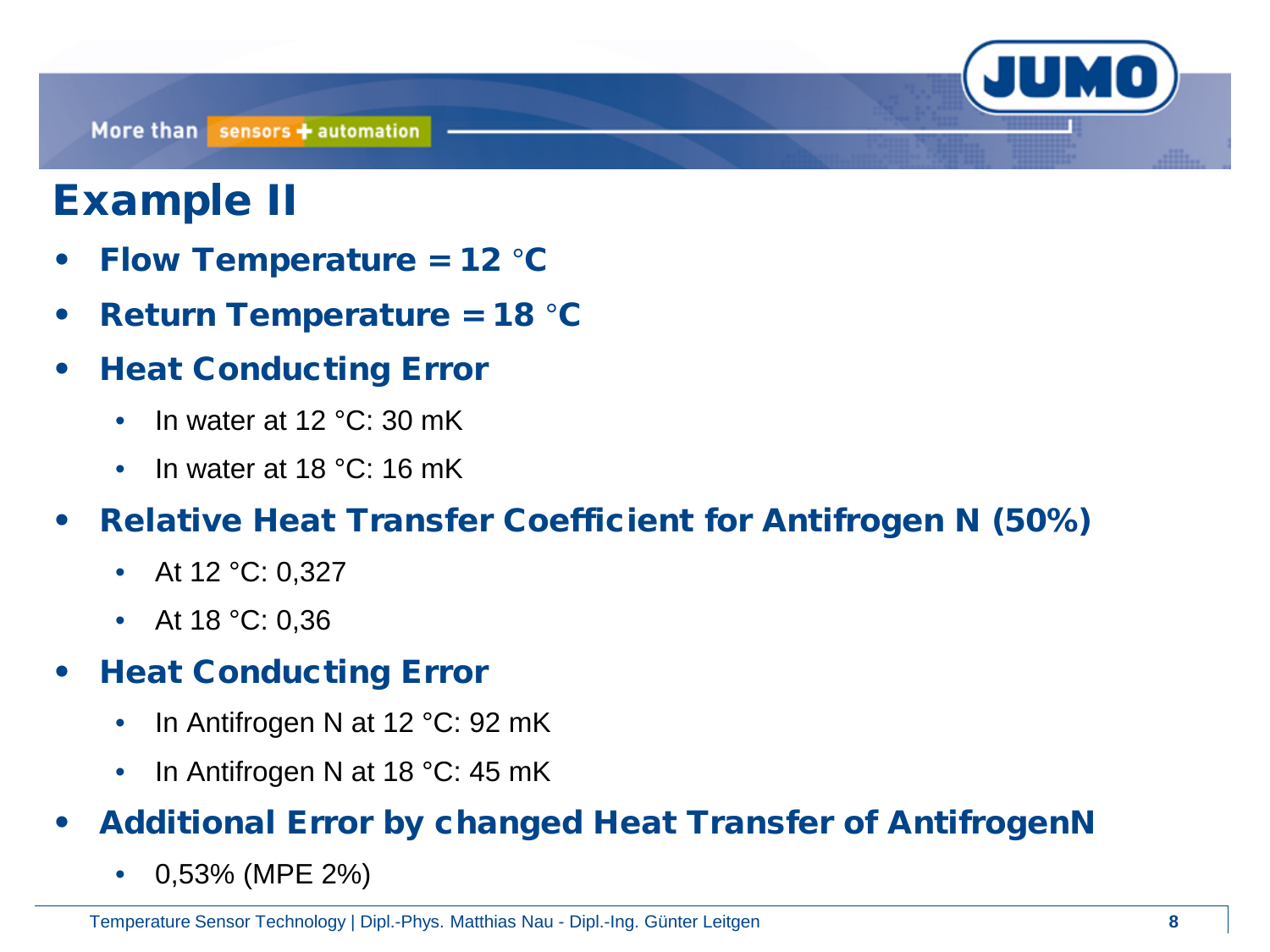# Example II

- **Flow Temperature = 12 °C**
- **Return Temperature = 18 °C**
- **Heat Conducting Error**
  - In water at 12 °C: 30 mK
  - In water at 18 °C: 16 mK
- **Relative Heat Transfer Coefficient for Antifrogen N (50%)**
  - At 12 °C: 0,327
  - At 18 °C: 0,36
- **Heat Conducting Error**
  - In Antifrogen N at 12 °C: 92 mK
  - In Antifrogen N at 18 °C: 45 mK
- **Additional Error by changed Heat Transfer of AntifrogenN**
  - 0,53% (MPE 2%)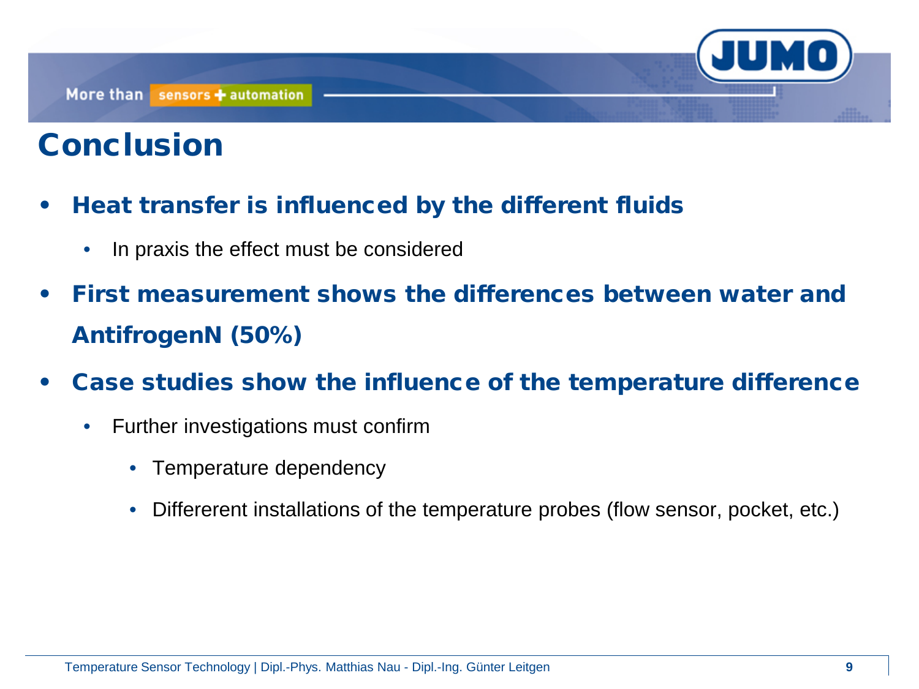# Conclusion

- **Heat transfer is influenced by the different fluids**
  - In praxis the effect must be considered
- **First measurement shows the differences between water and AntifrogenN (50%)**
- **Case studies show the influence of the temperature difference**
  - Further investigations must confirm
    - Temperature dependency
    - Differerent installations of the temperature probes (flow sensor, pocket, etc.)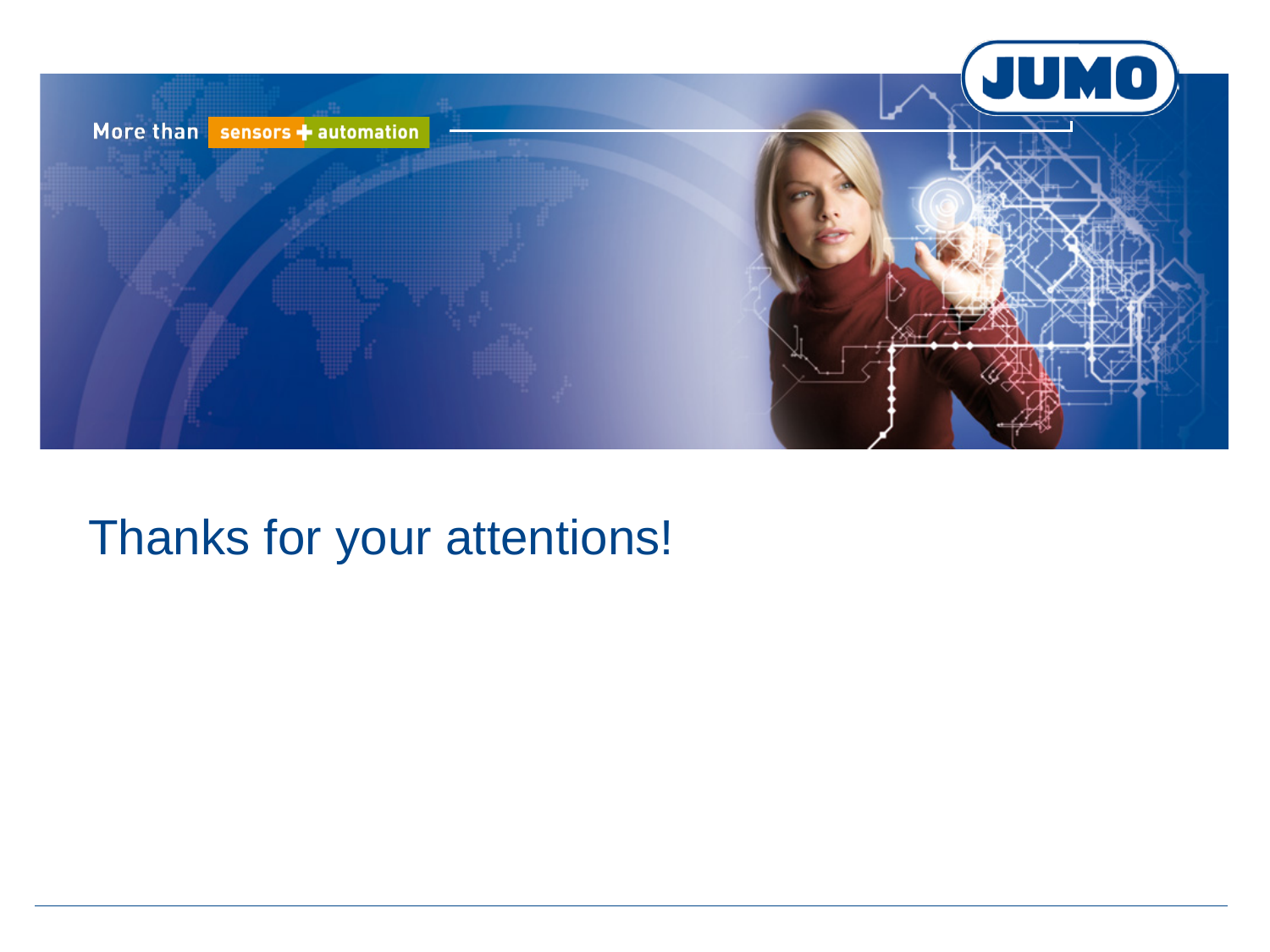Thanks for your attentions!